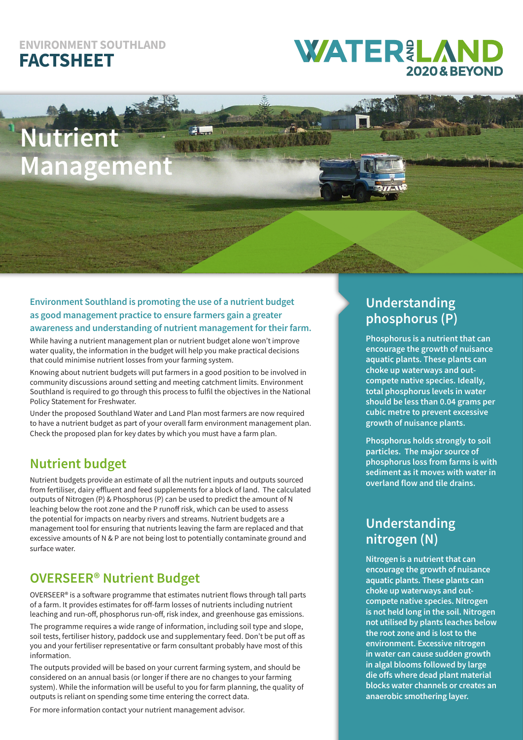ENVIRONMENT SOUTHLAND
**FACTSHEET**

WATER AND LAND 2020 & BEYOND

# Nutrient Management

**Environment Southland is promoting the use of a nutrient budget as good management practice to ensure farmers gain a greater awareness and understanding of nutrient management for their farm.**

While having a nutrient management plan or nutrient budget alone won't improve water quality, the information in the budget will help you make practical decisions that could minimise nutrient losses from your farming system.

Knowing about nutrient budgets will put farmers in a good position to be involved in community discussions around setting and meeting catchment limits. Environment Southland is required to go through this process to fulfil the objectives in the National Policy Statement for Freshwater.

Under the proposed Southland Water and Land Plan most farmers are now required to have a nutrient budget as part of your overall farm environment management plan. Check the proposed plan for key dates by which you must have a farm plan.

## Nutrient budget

Nutrient budgets provide an estimate of all the nutrient inputs and outputs sourced from fertiliser, dairy effluent and feed supplements for a block of land. The calculated outputs of Nitrogen (P) & Phosphorus (P) can be used to predict the amount of N leaching below the root zone and the P runoff risk, which can be used to assess the potential for impacts on nearby rivers and streams. Nutrient budgets are a management tool for ensuring that nutrients leaving the farm are replaced and that excessive amounts of N & P are not being lost to potentially contaminate ground and surface water.

## OVERSEER® Nutrient Budget

OVERSEER® is a software programme that estimates nutrient flows through tall parts of a farm. It provides estimates for off-farm losses of nutrients including nutrient leaching and run-off, phosphorus run-off, risk index, and greenhouse gas emissions.

The programme requires a wide range of information, including soil type and slope, soil tests, fertiliser history, paddock use and supplementary feed. Don't be put off as you and your fertiliser representative or farm consultant probably have most of this information.

The outputs provided will be based on your current farming system, and should be considered on an annual basis (or longer if there are no changes to your farming system). While the information will be useful to you for farm planning, the quality of outputs is reliant on spending some time entering the correct data.

For more information contact your nutrient management advisor.

## Understanding phosphorus (P)

**Phosphorus is a nutrient that can encourage the growth of nuisance aquatic plants. These plants can choke up waterways and out-compete native species. Ideally, total phosphorus levels in water should be less than 0.04 grams per cubic metre to prevent excessive growth of nuisance plants.**

**Phosphorus holds strongly to soil particles. The major source of phosphorus loss from farms is with sediment as it moves with water in overland flow and tile drains.**

## Understanding nitrogen (N)

**Nitrogen is a nutrient that can encourage the growth of nuisance aquatic plants. These plants can choke up waterways and out-compete native species. Nitrogen is not held long in the soil. Nitrogen not utilised by plants leaches below the root zone and is lost to the environment. Excessive nitrogen in water can cause sudden growth in algal blooms followed by large die offs where dead plant material blocks water channels or creates an anaerobic smothering layer.**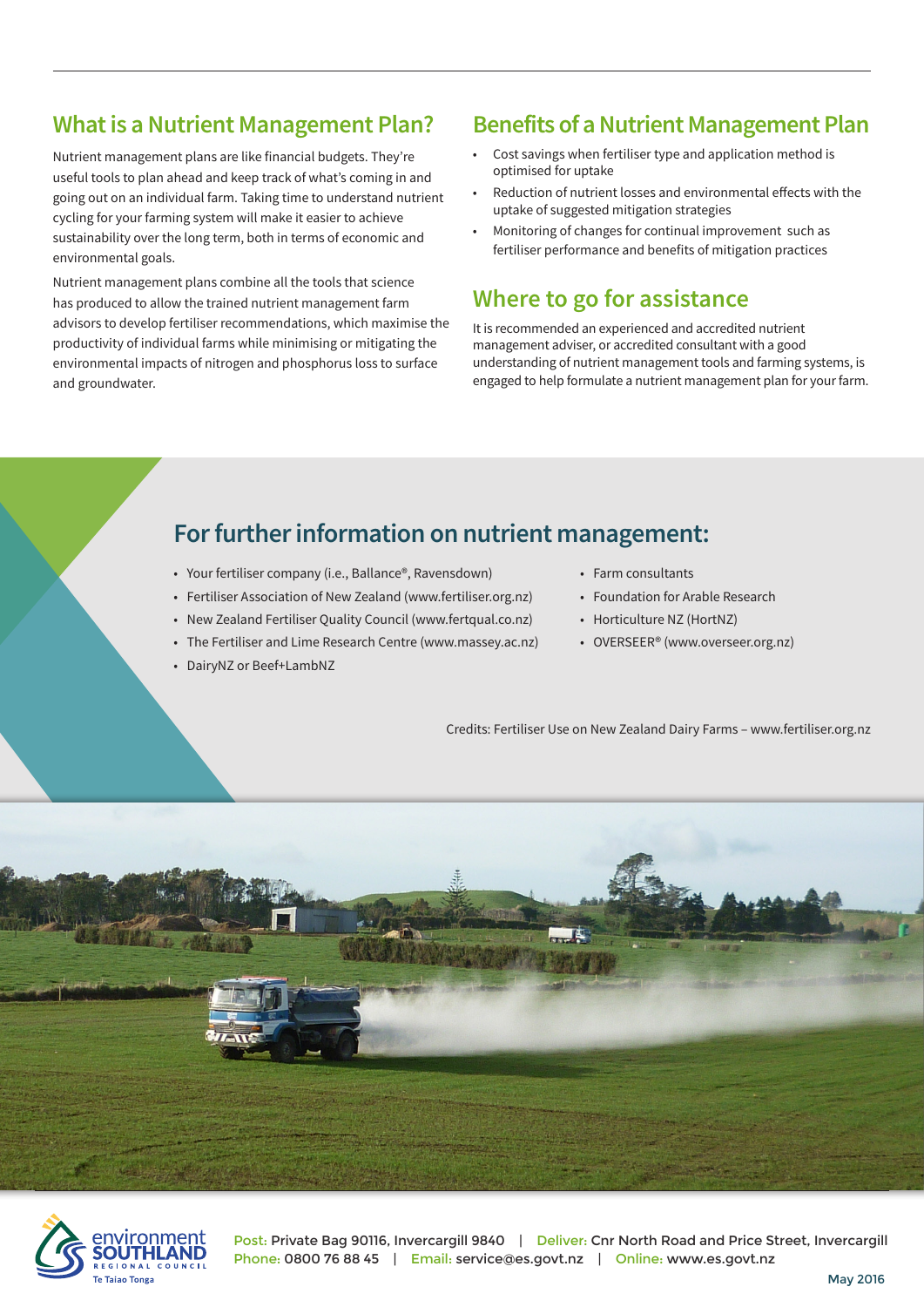## What is a Nutrient Management Plan?

Nutrient management plans are like financial budgets. They're useful tools to plan ahead and keep track of what's coming in and going out on an individual farm. Taking time to understand nutrient cycling for your farming system will make it easier to achieve sustainability over the long term, both in terms of economic and environmental goals.

Nutrient management plans combine all the tools that science has produced to allow the trained nutrient management farm advisors to develop fertiliser recommendations, which maximise the productivity of individual farms while minimising or mitigating the environmental impacts of nitrogen and phosphorus loss to surface and groundwater.

## Benefits of a Nutrient Management Plan

- Cost savings when fertiliser type and application method is optimised for uptake
- Reduction of nutrient losses and environmental effects with the uptake of suggested mitigation strategies
- Monitoring of changes for continual improvement such as fertiliser performance and benefits of mitigation practices

## Where to go for assistance

It is recommended an experienced and accredited nutrient management adviser, or accredited consultant with a good understanding of nutrient management tools and farming systems, is engaged to help formulate a nutrient management plan for your farm.

## For further information on nutrient management:

- Your fertiliser company (i.e., Ballance®, Ravensdown)
- Fertiliser Association of New Zealand (www.fertiliser.org.nz)
- New Zealand Fertiliser Quality Council (www.fertqual.co.nz)
- The Fertiliser and Lime Research Centre (www.massey.ac.nz)
- DairyNZ or Beef+LambNZ
- Farm consultants
- Foundation for Arable Research
- Horticulture NZ (HortNZ)
- OVERSEER® (www.overseer.org.nz)

Credits: Fertiliser Use on New Zealand Dairy Farms – www.fertiliser.org.nz

environment SOUTHLAND REGIONAL COUNCIL Te Taiao Tonga

Post: Private Bag 90116, Invercargill 9840 | Deliver: Cnr North Road and Price Street, Invercargill
Phone: 0800 76 88 45 | Email: service@es.govt.nz | Online: www.es.govt.nz

May 2016